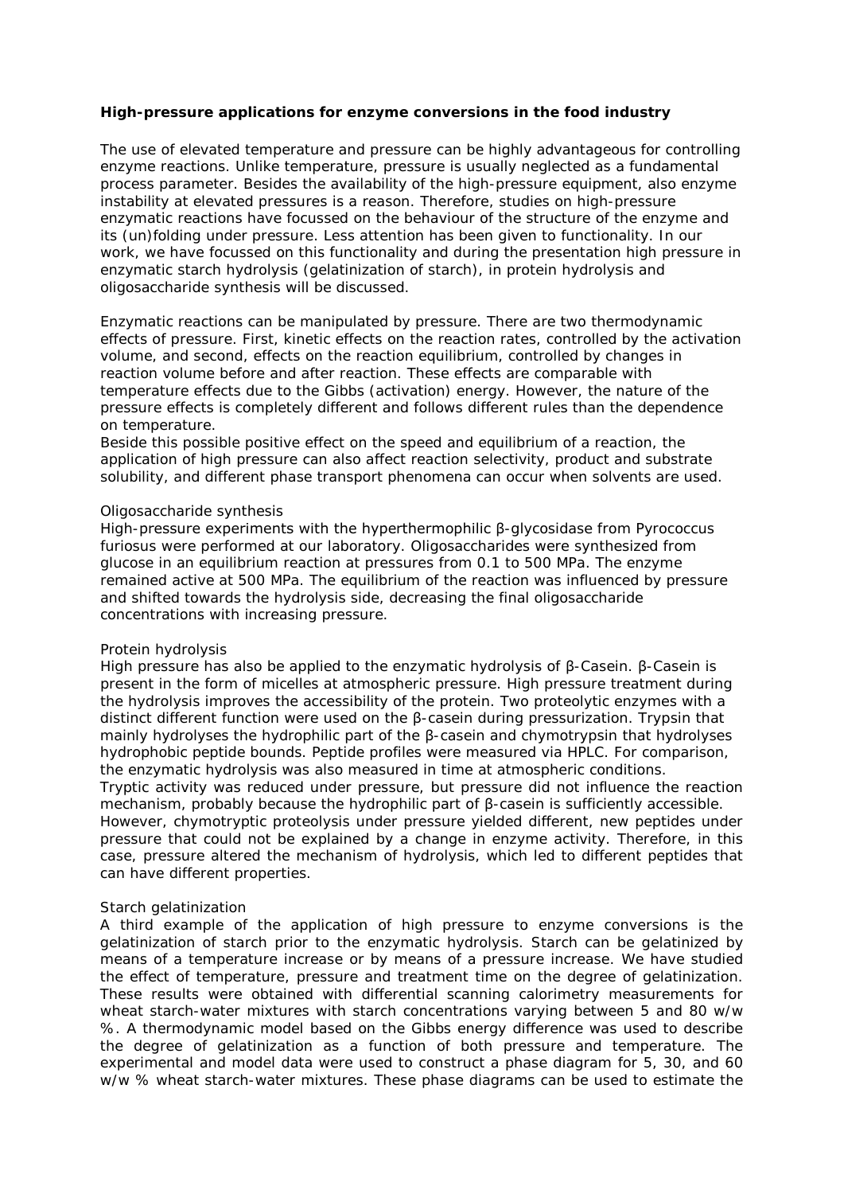**High-pressure applications for enzyme conversions in the food industry**

The use of elevated temperature and pressure can be highly advantageous for controlling enzyme reactions. Unlike temperature, pressure is usually neglected as a fundamental process parameter. Besides the availability of the high-pressure equipment, also enzyme instability at elevated pressures is a reason. Therefore, studies on high-pressure enzymatic reactions have focussed on the behaviour of the structure of the enzyme and its (un)folding under pressure. Less attention has been given to functionality. In our work, we have focussed on this functionality and during the presentation high pressure in enzymatic starch hydrolysis (gelatinization of starch), in protein hydrolysis and oligosaccharide synthesis will be discussed.

Enzymatic reactions can be manipulated by pressure. There are two thermodynamic effects of pressure. First, kinetic effects on the reaction rates, controlled by the activation volume, and second, effects on the reaction equilibrium, controlled by changes in reaction volume before and after reaction. These effects are comparable with temperature effects due to the Gibbs (activation) energy. However, the nature of the pressure effects is completely different and follows different rules than the dependence on temperature.

Beside this possible positive effect on the speed and equilibrium of a reaction, the application of high pressure can also affect reaction selectivity, product and substrate solubility, and different phase transport phenomena can occur when solvents are used.

Oligosaccharide synthesis

High-pressure experiments with the hyperthermophilic β-glycosidase from *Pyrococcus furiosus* were performed at our laboratory. Oligosaccharides were synthesized from glucose in an equilibrium reaction at pressures from 0.1 to 500 MPa. The enzyme remained active at 500 MPa. The equilibrium of the reaction was influenced by pressure and shifted towards the hydrolysis side, decreasing the final oligosaccharide concentrations with increasing pressure.

Protein hydrolysis

High pressure has also be applied to the enzymatic hydrolysis of β-Casein. β-Casein is present in the form of micelles at atmospheric pressure. High pressure treatment during the hydrolysis improves the accessibility of the protein. Two proteolytic enzymes with a distinct different function were used on the β-casein during pressurization. Trypsin that mainly hydrolyses the hydrophilic part of the β-casein and chymotrypsin that hydrolyses hydrophobic peptide bounds. Peptide profiles were measured via HPLC. For comparison, the enzymatic hydrolysis was also measured in time at atmospheric conditions.

Tryptic activity was reduced under pressure, but pressure did not influence the reaction mechanism, probably because the hydrophilic part of β-casein is sufficiently accessible. However, chymotryptic proteolysis under pressure yielded different, new peptides under pressure that could not be explained by a change in enzyme activity. Therefore, in this case, pressure altered the mechanism of hydrolysis, which led to different peptides that can have different properties.

Starch gelatinization

A third example of the application of high pressure to enzyme conversions is the gelatinization of starch prior to the enzymatic hydrolysis. Starch can be gelatinized by means of a temperature increase or by means of a pressure increase. We have studied the effect of temperature, pressure and treatment time on the degree of gelatinization. These results were obtained with differential scanning calorimetry measurements for wheat starch-water mixtures with starch concentrations varying between 5 and 80 w/w %. A thermodynamic model based on the Gibbs energy difference was used to describe the degree of gelatinization as a function of both pressure and temperature. The experimental and model data were used to construct a phase diagram for 5, 30, and 60 w/w % wheat starch-water mixtures. These phase diagrams can be used to estimate the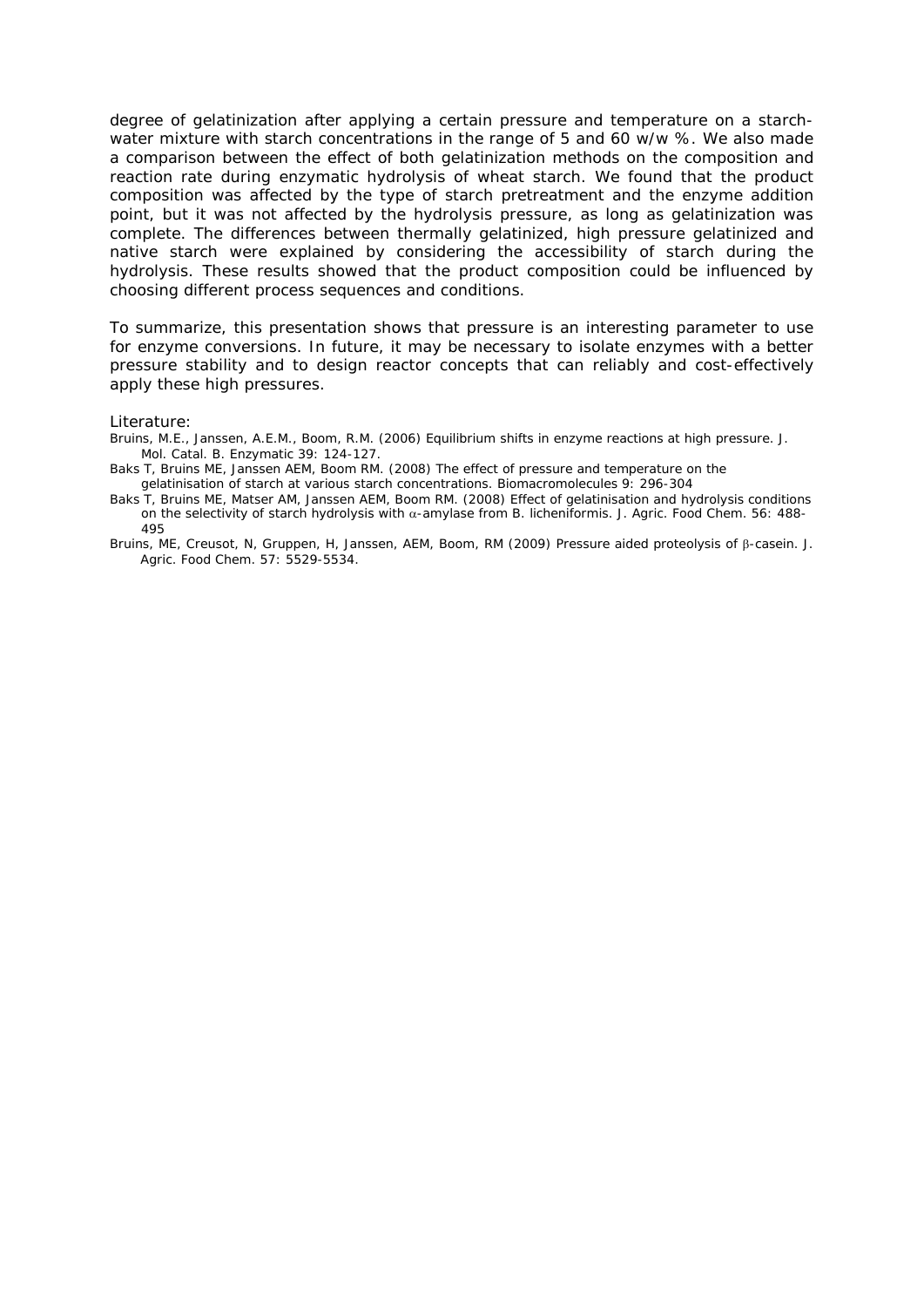degree of gelatinization after applying a certain pressure and temperature on a starch-water mixture with starch concentrations in the range of 5 and 60 w/w %. We also made a comparison between the effect of both gelatinization methods on the composition and reaction rate during enzymatic hydrolysis of wheat starch. We found that the product composition was affected by the type of starch pretreatment and the enzyme addition point, but it was not affected by the hydrolysis pressure, as long as gelatinization was complete. The differences between thermally gelatinized, high pressure gelatinized and native starch were explained by considering the accessibility of starch during the hydrolysis. These results showed that the product composition could be influenced by choosing different process sequences and conditions.

To summarize, this presentation shows that pressure is an interesting parameter to use for enzyme conversions. In future, it may be necessary to isolate enzymes with a better pressure stability and to design reactor concepts that can reliably and cost-effectively apply these high pressures.

Literature:

Bruins, M.E., Janssen, A.E.M., Boom, R.M. (2006) Equilibrium shifts in enzyme reactions at high pressure. J. Mol. Catal. B. Enzymatic 39: 124-127.

Baks T, Bruins ME, Janssen AEM, Boom RM. (2008) The effect of pressure and temperature on the gelatinisation of starch at various starch concentrations. Biomacromolecules 9: 296-304

Baks T, Bruins ME, Matser AM, Janssen AEM, Boom RM. (2008) Effect of gelatinisation and hydrolysis conditions on the selectivity of starch hydrolysis with $\alpha$-amylase from B. licheniformis. J. Agric. Food Chem. 56: 488-495

Bruins, ME, Creusot, N, Gruppen, H, Janssen, AEM, Boom, RM (2009) Pressure aided proteolysis of $\beta$-casein. J. Agric. Food Chem. 57: 5529-5534.